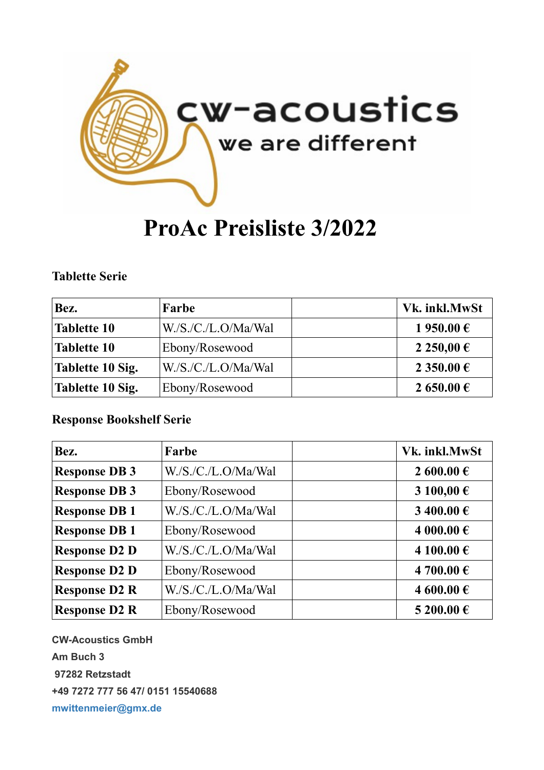cw-acoustics

we are different

# ProAc Preisliste 3/2022

### Tablette Serie

| Bez. | Farbe | | Vk. inkl.MwSt |
|---|---|---|---|
| **Tablette 10** | W./S./C./L.O/Ma/Wal | | **1 950.00 €** |
| **Tablette 10** | Ebony/Rosewood | | **2 250,00 €** |
| **Tablette 10 Sig.** | W./S./C./L.O/Ma/Wal | | **2 350.00 €** |
| **Tablette 10 Sig.** | Ebony/Rosewood | | **2 650.00 €** |

### Response Bookshelf Serie

| Bez. | Farbe | | Vk. inkl.MwSt |
|---|---|---|---|
| **Response DB 3** | W./S./C./L.O/Ma/Wal | | **2 600.00 €** |
| **Response DB 3** | Ebony/Rosewood | | **3 100,00 €** |
| **Response DB 1** | W./S./C./L.O/Ma/Wal | | **3 400.00 €** |
| **Response DB 1** | Ebony/Rosewood | | **4 000.00 €** |
| **Response D2 D** | W./S./C./L.O/Ma/Wal | | **4 100.00 €** |
| **Response D2 D** | Ebony/Rosewood | | **4 700.00 €** |
| **Response D2 R** | W./S./C./L.O/Ma/Wal | | **4 600.00 €** |
| **Response D2 R** | Ebony/Rosewood | | **5 200.00 €** |

**CW-Acoustics GmbH**

**Am Buch 3**

**97282 Retzstadt**

**+49 7272 777 56 47/ 0151 15540688**

**mwittenmeier@gmx.de**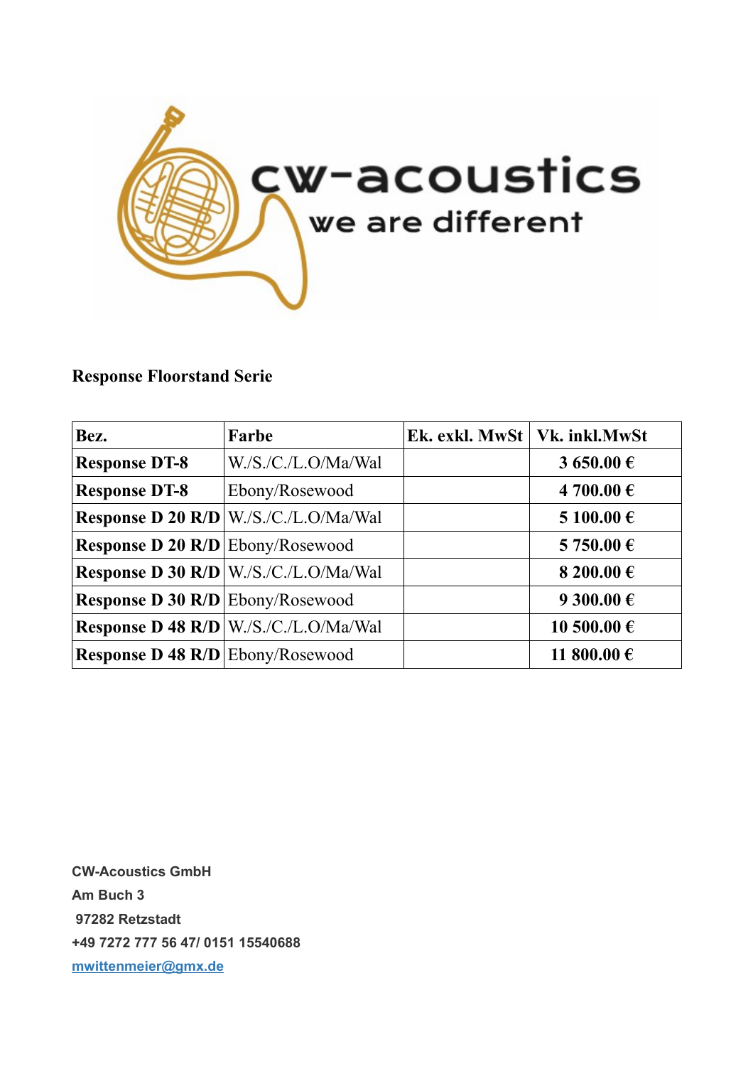cw-acoustics

we are different

**Response Floorstand Serie**

| **Bez.** | **Farbe** | **Ek. exkl. MwSt** | **Vk. inkl.MwSt** |
|---|---|---|---|
| **Response DT-8** | W./S./C./L.O/Ma/Wal | | **3 650.00 €** |
| **Response DT-8** | Ebony/Rosewood | | **4 700.00 €** |
| **Response D 20 R/D** | W./S./C./L.O/Ma/Wal | | **5 100.00 €** |
| **Response D 20 R/D** | Ebony/Rosewood | | **5 750.00 €** |
| **Response D 30 R/D** | W./S./C./L.O/Ma/Wal | | **8 200.00 €** |
| **Response D 30 R/D** | Ebony/Rosewood | | **9 300.00 €** |
| **Response D 48 R/D** | W./S./C./L.O/Ma/Wal | | **10 500.00 €** |
| **Response D 48 R/D** | Ebony/Rosewood | | **11 800.00 €** |

**CW-Acoustics GmbH**
**Am Buch 3**
**97282 Retzstadt**
**+49 7272 777 56 47/ 0151 15540688**
**mwittenmeier@gmx.de**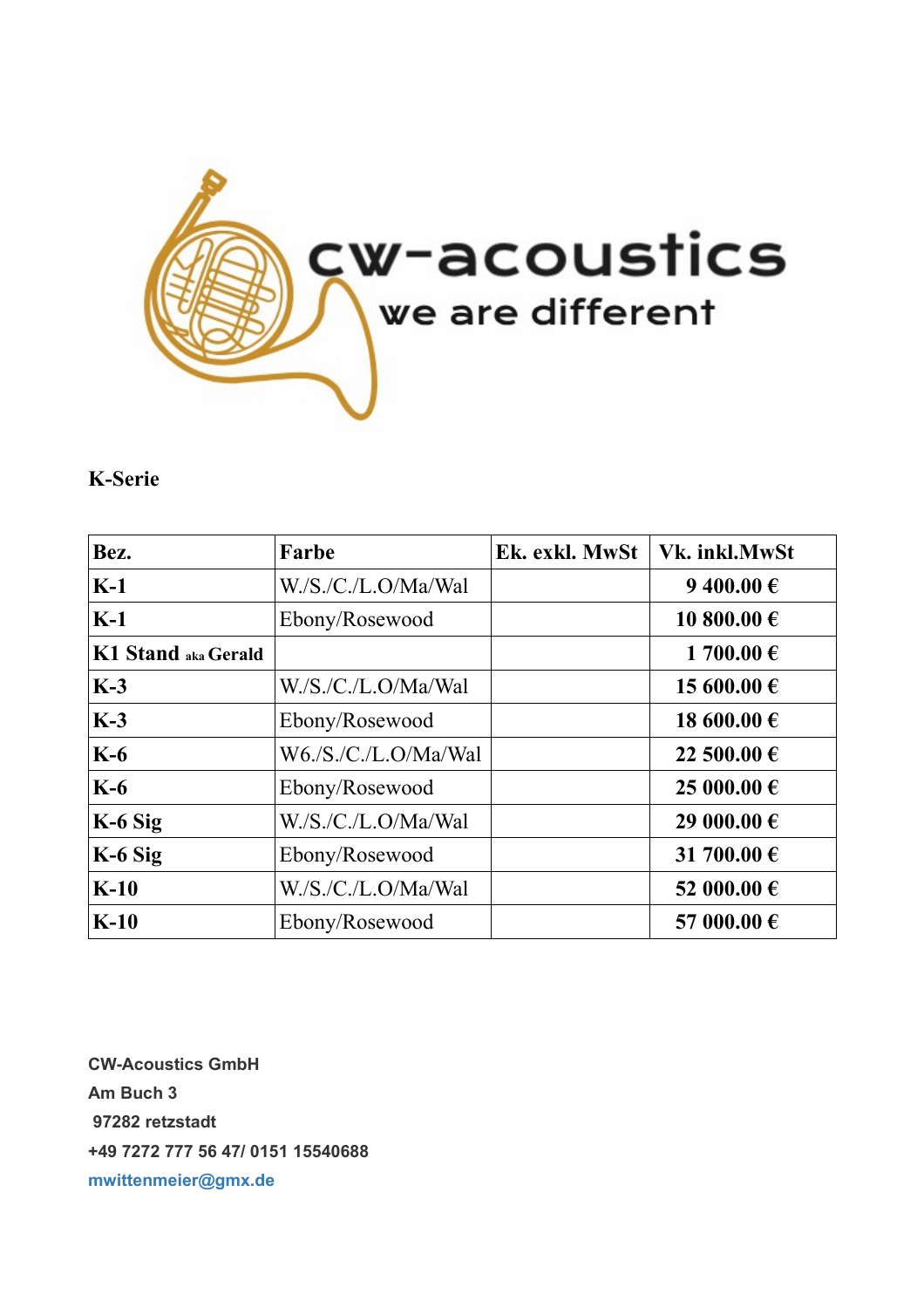cw-acoustics

we are different

**K-Serie**

| **Bez.** | **Farbe** | **Ek. exkl. MwSt** | **Vk. inkl.MwSt** |
|---|---|---|---|
| **K-1** | W./S./C./L.O/Ma/Wal | | **9 400.00 €** |
| **K-1** | Ebony/Rosewood | | **10 800.00 €** |
| **K1 Stand aka Gerald** | | | **1 700.00 €** |
| **K-3** | W./S./C./L.O/Ma/Wal | | **15 600.00 €** |
| **K-3** | Ebony/Rosewood | | **18 600.00 €** |
| **K-6** | W6./S./C./L.O/Ma/Wal | | **22 500.00 €** |
| **K-6** | Ebony/Rosewood | | **25 000.00 €** |
| **K-6 Sig** | W./S./C./L.O/Ma/Wal | | **29 000.00 €** |
| **K-6 Sig** | Ebony/Rosewood | | **31 700.00 €** |
| **K-10** | W./S./C./L.O/Ma/Wal | | **52 000.00 €** |
| **K-10** | Ebony/Rosewood | | **57 000.00 €** |

**CW-Acoustics GmbH**
**Am Buch 3**
**97282 retzstadt**
**+49 7272 777 56 47/ 0151 15540688**
**mwittenmeier@gmx.de**